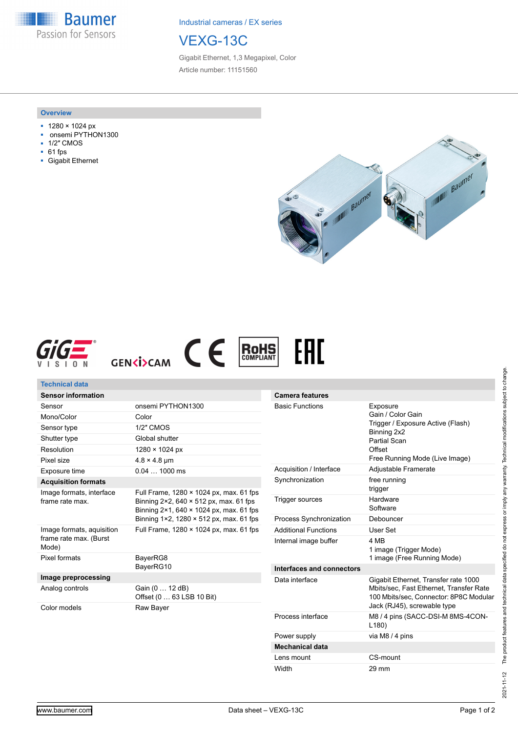Industrial cameras / EX series

# VEXG-13C

Gigabit Ethernet, 1,3 Megapixel, Color

Article number: 11151560

## Overview

- 1280 × 1024 px
- onsemi PYTHON1300
- 1/2″ CMOS
- 61 fps
- Gigabit Ethernet

## Technical data

| Sensor information | |
|---|---|
| Sensor | onsemi PYTHON1300 |
| Mono/Color | Color |
| Sensor type | 1/2″ CMOS |
| Shutter type | Global shutter |
| Resolution | 1280 × 1024 px |
| Pixel size | 4.8 × 4.8 µm |
| Exposure time | 0.04 … 1000 ms |
| **Acquisition formats** | |
| Image formats, interface frame rate max. | Full Frame, 1280 × 1024 px, max. 61 fps<br>Binning 2×2, 640 × 512 px, max. 61 fps<br>Binning 2×1, 640 × 1024 px, max. 61 fps<br>Binning 1×2, 1280 × 512 px, max. 61 fps |
| Image formats, aquisition frame rate max. (Burst Mode) | Full Frame, 1280 × 1024 px, max. 61 fps |
| Pixel formats | BayerRG8<br>BayerRG10 |
| **Image preprocessing** | |
| Analog controls | Gain (0 … 12 dB)<br>Offset (0 … 63 LSB 10 Bit) |
| Color models | Raw Bayer |

| Camera features | |
|---|---|
| Basic Functions | Exposure<br>Gain / Color Gain<br>Trigger / Exposure Active (Flash)<br>Binning 2x2<br>Partial Scan<br>Offset<br>Free Running Mode (Live Image) |
| Acquisition / Interface | Adjustable Framerate |
| Synchronization | free running<br>trigger |
| Trigger sources | Hardware<br>Software |
| Process Synchronization | Debouncer |
| Additional Functions | User Set |
| Internal image buffer | 4 MB<br>1 image (Trigger Mode)<br>1 image (Free Running Mode) |
| **Interfaces and connectors** | |
| Data interface | Gigabit Ethernet, Transfer rate 1000 Mbits/sec, Fast Ethernet, Transfer Rate 100 Mbits/sec, Connector: 8P8C Modular Jack (RJ45), screwable type |
| Process interface | M8 / 4 pins (SACC-DSI-M 8MS-4CON-L180) |
| Power supply | via M8 / 4 pins |
| **Mechanical data** | |
| Lens mount | CS-mount |
| Width | 29 mm |

2021-11-12 The product features and technical data specified do not express or imply any warranty. Technical modifications subject to change.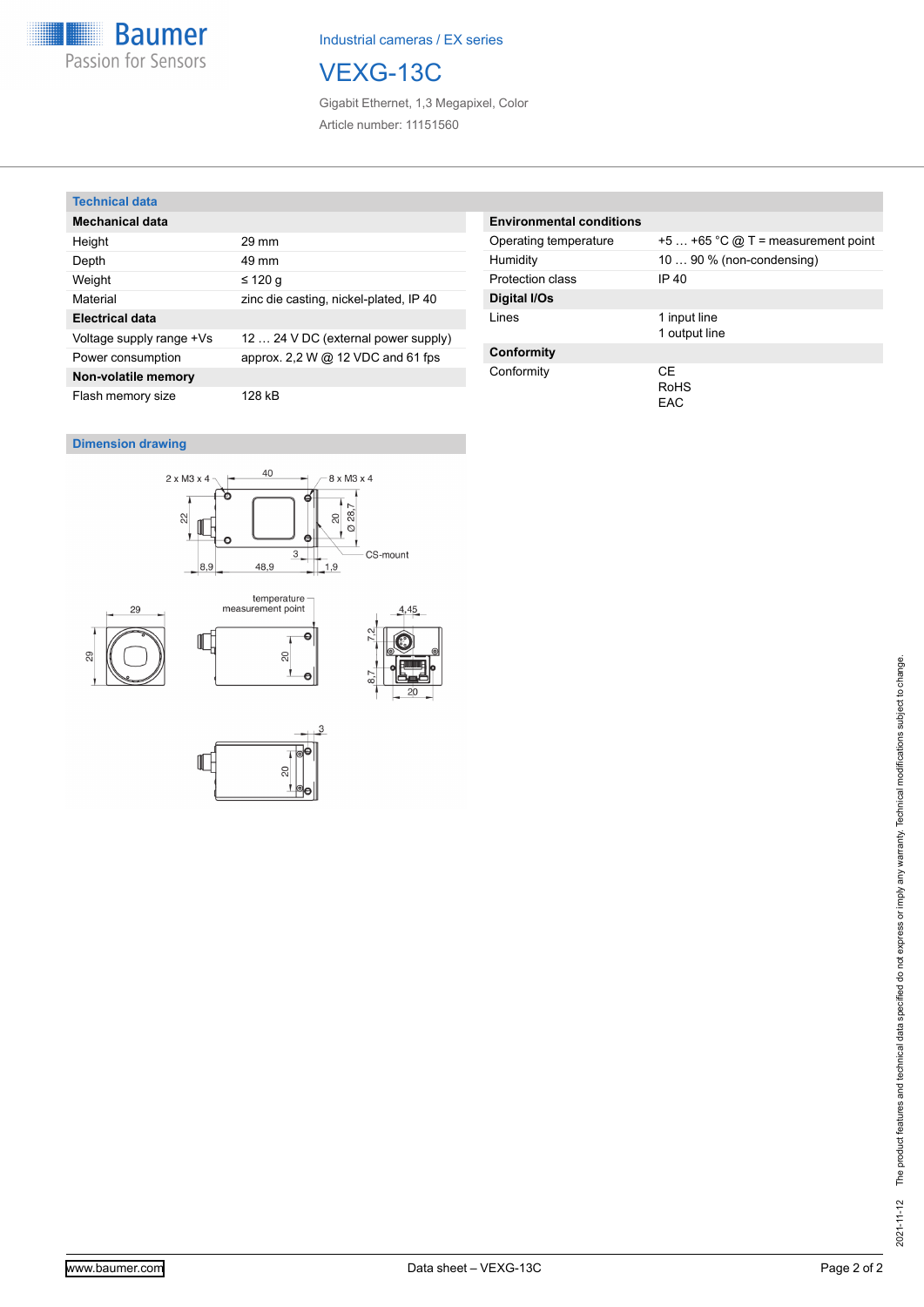Industrial cameras / EX series

# VEXG-13C

Gigabit Ethernet, 1,3 Megapixel, Color

Article number: 11151560

## Technical data

| | |
|---|---|
| **Mechanical data** | |
| Height | 29 mm |
| Depth | 49 mm |
| Weight | ≤ 120 g |
| Material | zinc die casting, nickel-plated, IP 40 |
| **Electrical data** | |
| Voltage supply range +Vs | 12 … 24 V DC (external power supply) |
| Power consumption | approx. 2,2 W @ 12 VDC and 61 fps |
| **Non-volatile memory** | |
| Flash memory size | 128 kB |

| | |
|---|---|
| **Environmental conditions** | |
| Operating temperature | +5 … +65 °C @ T = measurement point |
| Humidity | 10 … 90 % (non-condensing) |
| Protection class | IP 40 |
| **Digital I/Os** | |
| Lines | 1 input line<br>1 output line |
| **Conformity** | |
| Conformity | CE<br>RoHS<br>EAC |

## Dimension drawing

2 x M3 x 4
40
8 x M3 x 4
22
20
Ø 28,7
3
CS-mount
8,9
48,9
1,9
29
29
temperature measurement point
20
4,45
7,2
8,7
20
3
20

2021-11-12 The product features and technical data specified do not express or imply any warranty. Technical modifications subject to change.

www.baumer.com Data sheet – VEXG-13C